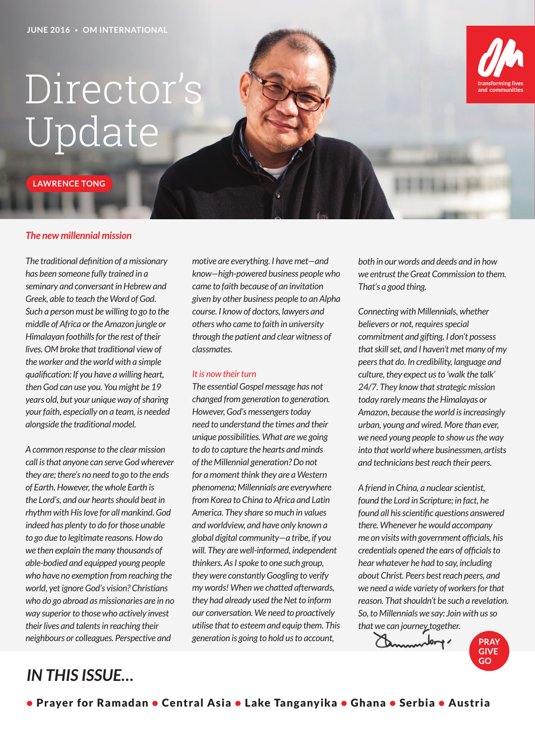JUNE 2016 • OM INTERNATIONAL

# Director's Update

LAWRENCE TONG

## *The new millennial mission*

*The traditional definition of a missionary has been someone fully trained in a seminary and conversant in Hebrew and Greek, able to teach the Word of God. Such a person must be willing to go to the middle of Africa or the Amazon jungle or Himalayan foothills for the rest of their lives. OM broke that traditional view of the worker and the world with a simple qualification: If you have a willing heart, then God can use you. You might be 19 years old, but your unique way of sharing your faith, especially on a team, is needed alongside the traditional model.*

*A common response to the clear mission call is that anyone can serve God wherever they are; there's no need to go to the ends of Earth. However, the whole Earth is the Lord's, and our hearts should beat in rhythm with His love for all mankind. God indeed has plenty to do for those unable to go due to legitimate reasons. How do we then explain the many thousands of able-bodied and equipped young people who have no exemption from reaching the world, yet ignore God's vision? Christians who do go abroad as missionaries are in no way superior to those who actively invest their lives and talents in reaching their neighbours or colleagues. Perspective and motive are everything. I have met—and know—high-powered business people who came to faith because of an invitation given by other business people to an Alpha course. I know of doctors, lawyers and others who came to faith in university through the patient and clear witness of classmates.*

### *It is now their turn*

*The essential Gospel message has not changed from generation to generation. However, God's messengers today need to understand the times and their unique possibilities. What are we going to do to capture the hearts and minds of the Millennial generation? Do not for a moment think they are a Western phenomena; Millennials are everywhere from Korea to China to Africa and Latin America. They share so much in values and worldview, and have only known a global digital community—a tribe, if you will. They are well-informed, independent thinkers. As I spoke to one such group, they were constantly Googling to verify my words! When we chatted afterwards, they had already used the Net to inform our conversation. We need to proactively utilise that to esteem and equip them. This generation is going to hold us to account, both in our words and deeds and in how we entrust the Great Commission to them. That's a good thing.*

*Connecting with Millennials, whether believers or not, requires special commitment and gifting. I don't possess that skill set, and I haven't met many of my peers that do. In credibility, language and culture, they expect us to 'walk the talk' 24/7. They know that strategic mission today rarely means the Himalayas or Amazon, because the world is increasingly urban, young and wired. More than ever, we need young people to show us the way into that world where businessmen, artists and technicians best reach their peers.*

*A friend in China, a nuclear scientist, found the Lord in Scripture; in fact, he found all his scientific questions answered there. Whenever he would accompany me on visits with government officials, his credentials opened the ears of officials to hear whatever he had to say, including about Christ. Peers best reach peers, and we need a wide variety of workers for that reason. That shouldn't be such a revelation. So, to Millennials we say: Join with us so that we can journey together.*

PRAY GIVE GO

## *IN THIS ISSUE...*

• **Prayer for Ramadan** • **Central Asia** • **Lake Tanganyika** • **Ghana** • **Serbia** • **Austria**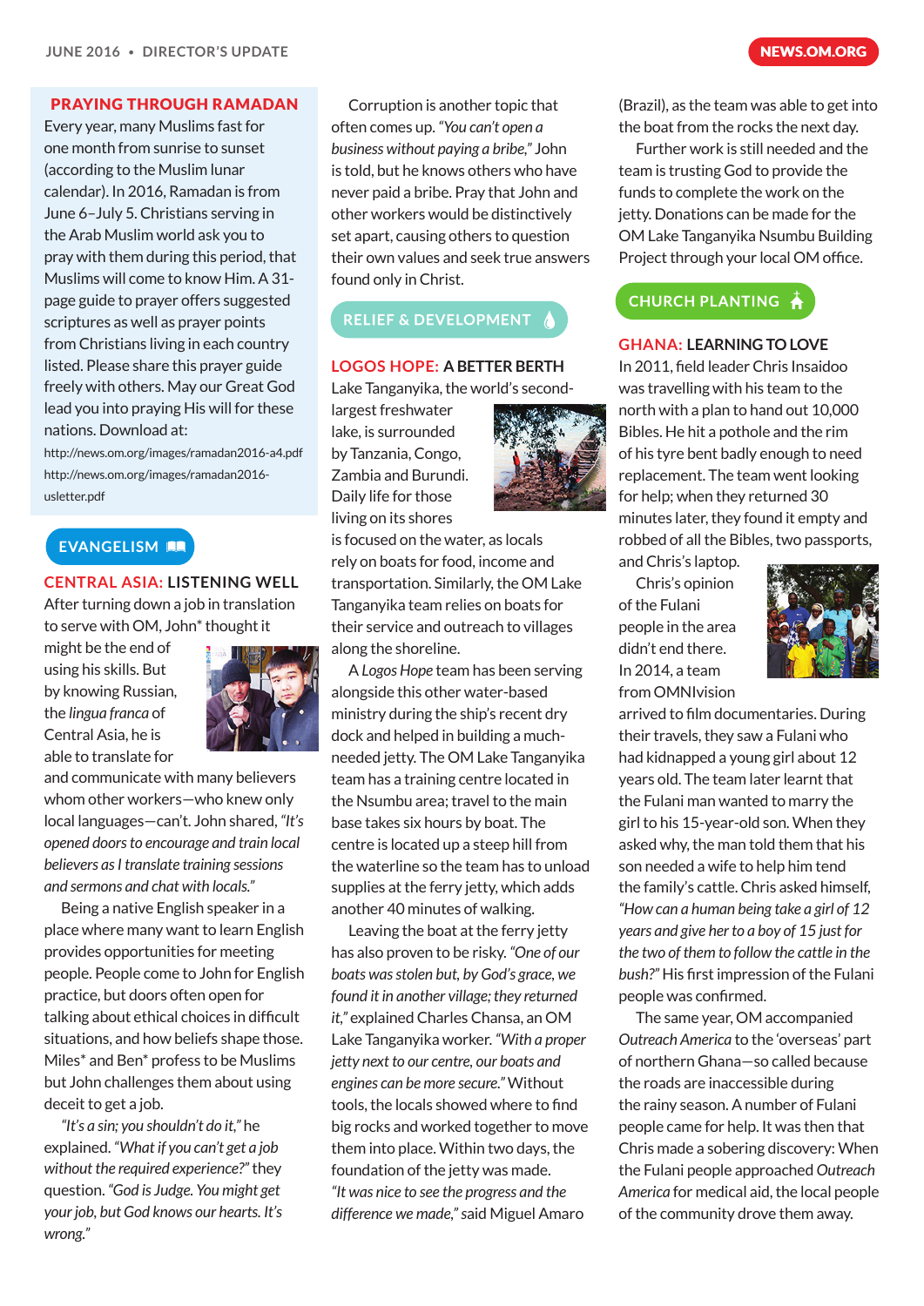## PRAYING THROUGH RAMADAN

Every year, many Muslims fast for one month from sunrise to sunset (according to the Muslim lunar calendar). In 2016, Ramadan is from June 6–July 5. Christians serving in the Arab Muslim world ask you to pray with them during this period, that Muslims will come to know Him. A 31-page guide to prayer offers suggested scriptures as well as prayer points from Christians living in each country listed. Please share this prayer guide freely with others. May our Great God lead you into praying His will for these nations. Download at:

http://news.om.org/images/ramadan2016-a4.pdf

http://news.om.org/images/ramadan2016-usletter.pdf

# EVANGELISM

## CENTRAL ASIA: LISTENING WELL

After turning down a job in translation to serve with OM, John* thought it might be the end of using his skills. But by knowing Russian, the *lingua franca* of Central Asia, he is able to translate for and communicate with many believers whom other workers—who knew only local languages—can't. John shared, *"It's opened doors to encourage and train local believers as I translate training sessions and sermons and chat with locals."*

Being a native English speaker in a place where many want to learn English provides opportunities for meeting people. People come to John for English practice, but doors often open for talking about ethical choices in difficult situations, and how beliefs shape those. Miles* and Ben* profess to be Muslims but John challenges them about using deceit to get a job.

*"It's a sin; you shouldn't do it,"* he explained. *"What if you can't get a job without the required experience?"* they question. *"God is Judge. You might get your job, but God knows our hearts. It's wrong."*

Corruption is another topic that often comes up. *"You can't open a business without paying a bribe,"* John is told, but he knows others who have never paid a bribe. Pray that John and other workers would be distinctively set apart, causing others to question their own values and seek true answers found only in Christ.

# RELIEF & DEVELOPMENT

## LOGOS HOPE: A BETTER BERTH

Lake Tanganyika, the world's second-largest freshwater lake, is surrounded by Tanzania, Congo, Zambia and Burundi. Daily life for those living on its shores is focused on the water, as locals rely on boats for food, income and transportation. Similarly, the OM Lake Tanganyika team relies on boats for their service and outreach to villages along the shoreline.

A *Logos Hope* team has been serving alongside this other water-based ministry during the ship's recent dry dock and helped in building a much-needed jetty. The OM Lake Tanganyika team has a training centre located in the Nsumbu area; travel to the main base takes six hours by boat. The centre is located up a steep hill from the waterline so the team has to unload supplies at the ferry jetty, which adds another 40 minutes of walking.

Leaving the boat at the ferry jetty has also proven to be risky. *"One of our boats was stolen but, by God's grace, we found it in another village; they returned it,"* explained Charles Chansa, an OM Lake Tanganyika worker. *"With a proper jetty next to our centre, our boats and engines can be more secure."* Without tools, the locals showed where to find big rocks and worked together to move them into place. Within two days, the foundation of the jetty was made. *"It was nice to see the progress and the difference we made,"* said Miguel Amaro (Brazil), as the team was able to get into the boat from the rocks the next day.

Further work is still needed and the team is trusting God to provide the funds to complete the work on the jetty. Donations can be made for the OM Lake Tanganyika Nsumbu Building Project through your local OM office.

# CHURCH PLANTING

## GHANA: LEARNING TO LOVE

In 2011, field leader Chris Insaidoo was travelling with his team to the north with a plan to hand out 10,000 Bibles. He hit a pothole and the rim of his tyre bent badly enough to need replacement. The team went looking for help; when they returned 30 minutes later, they found it empty and robbed of all the Bibles, two passports, and Chris's laptop.

Chris's opinion of the Fulani people in the area didn't end there. In 2014, a team from OMNIvision arrived to film documentaries. During their travels, they saw a Fulani who had kidnapped a young girl about 12 years old. The team later learnt that the Fulani man wanted to marry the girl to his 15-year-old son. When they asked why, the man told them that his son needed a wife to help him tend the family's cattle. Chris asked himself, *"How can a human being take a girl of 12 years and give her to a boy of 15 just for the two of them to follow the cattle in the bush?"* His first impression of the Fulani people was confirmed.

The same year, OM accompanied *Outreach America* to the 'overseas' part of northern Ghana—so called because the roads are inaccessible during the rainy season. A number of Fulani people came for help. It was then that Chris made a sobering discovery: When the Fulani people approached *Outreach America* for medical aid, the local people of the community drove them away.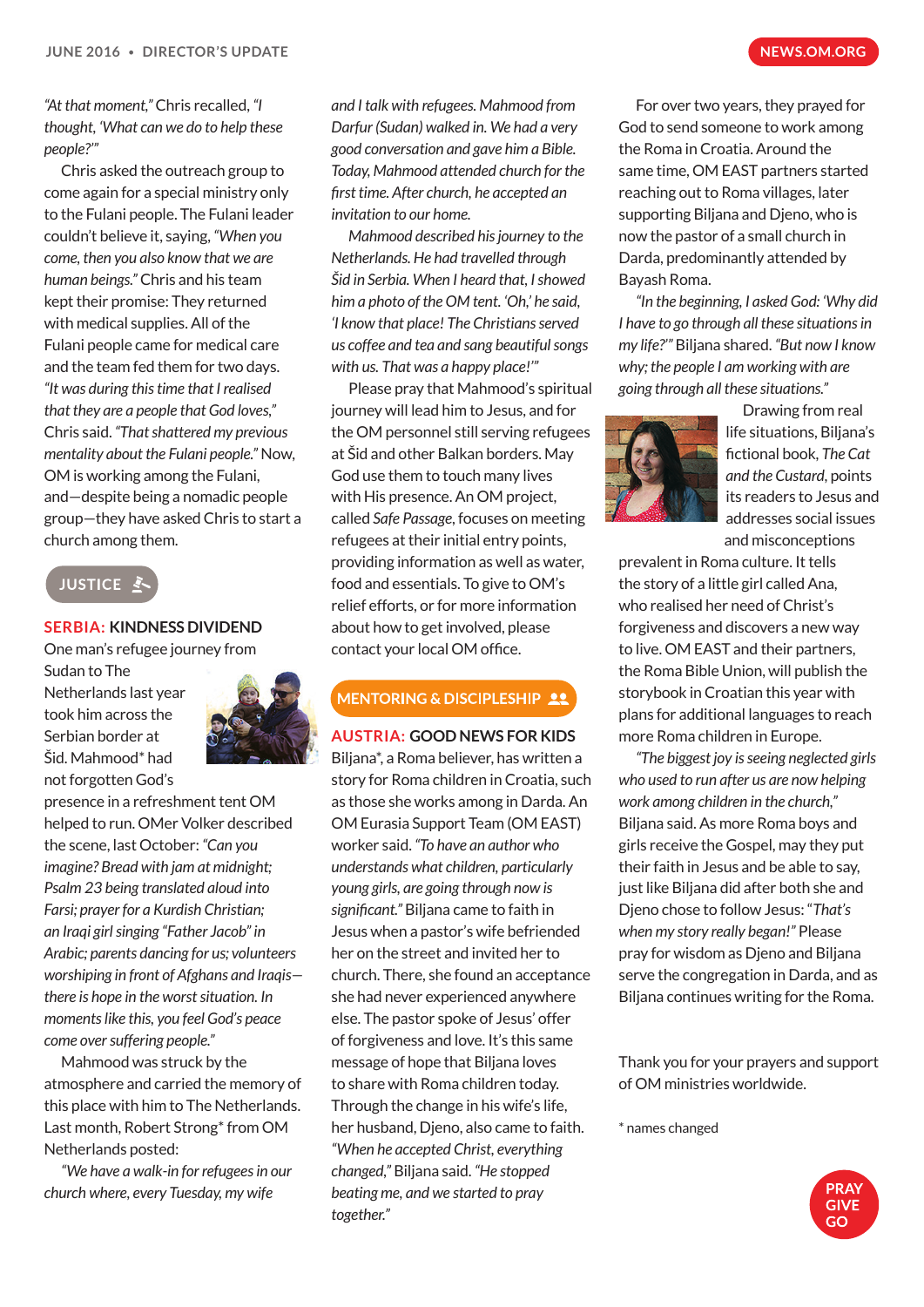*"At that moment,"* Chris recalled, *"I thought, 'What can we do to help these people?'"*

Chris asked the outreach group to come again for a special ministry only to the Fulani people. The Fulani leader couldn't believe it, saying, *"When you come, then you also know that we are human beings."* Chris and his team kept their promise: They returned with medical supplies. All of the Fulani people came for medical care and the team fed them for two days. *"It was during this time that I realised that they are a people that God loves,"* Chris said. *"That shattered my previous mentality about the Fulani people."* Now, OM is working among the Fulani, and—despite being a nomadic people group—they have asked Chris to start a church among them.

## JUSTICE

### SERBIA: KINDNESS DIVIDEND

One man's refugee journey from Sudan to The Netherlands last year took him across the Serbian border at Šid. Mahmood* had not forgotten God's presence in a refreshment tent OM helped to run. OMer Volker described the scene, last October: *"Can you imagine? Bread with jam at midnight; Psalm 23 being translated aloud into Farsi; prayer for a Kurdish Christian; an Iraqi girl singing "Father Jacob" in Arabic; parents dancing for us; volunteers worshiping in front of Afghans and Iraqis—there is hope in the worst situation. In moments like this, you feel God's peace come over suffering people."*

Mahmood was struck by the atmosphere and carried the memory of this place with him to The Netherlands. Last month, Robert Strong* from OM Netherlands posted:

*"We have a walk-in for refugees in our church where, every Tuesday, my wife and I talk with refugees. Mahmood from Darfur (Sudan) walked in. We had a very good conversation and gave him a Bible. Today, Mahmood attended church for the first time. After church, he accepted an invitation to our home.*

*Mahmood described his journey to the Netherlands. He had travelled through Šid in Serbia. When I heard that, I showed him a photo of the OM tent. 'Oh,' he said, 'I know that place! The Christians served us coffee and tea and sang beautiful songs with us. That was a happy place!'"*

Please pray that Mahmood's spiritual journey will lead him to Jesus, and for the OM personnel still serving refugees at Šid and other Balkan borders. May God use them to touch many lives with His presence. An OM project, called *Safe Passage*, focuses on meeting refugees at their initial entry points, providing information as well as water, food and essentials. To give to OM's relief efforts, or for more information about how to get involved, please contact your local OM office.

## MENTORING & DISCIPLESHIP

### AUSTRIA: GOOD NEWS FOR KIDS

Biljana*, a Roma believer, has written a story for Roma children in Croatia, such as those she works among in Darda. An OM Eurasia Support Team (OM EAST) worker said. *"To have an author who understands what children, particularly young girls, are going through now is significant."* Biljana came to faith in Jesus when a pastor's wife befriended her on the street and invited her to church. There, she found an acceptance she had never experienced anywhere else. The pastor spoke of Jesus' offer of forgiveness and love. It's this same message of hope that Biljana loves to share with Roma children today. Through the change in his wife's life, her husband, Djeno, also came to faith. *"When he accepted Christ, everything changed,"* Biljana said. *"He stopped beating me, and we started to pray together."*

For over two years, they prayed for God to send someone to work among the Roma in Croatia. Around the same time, OM EAST partners started reaching out to Roma villages, later supporting Biljana and Djeno, who is now the pastor of a small church in Darda, predominantly attended by Bayash Roma.

*"In the beginning, I asked God: 'Why did I have to go through all these situations in my life?'"* Biljana shared. *"But now I know why; the people I am working with are going through all these situations."*

Drawing from real life situations, Biljana's fictional book, *The Cat and the Custard*, points its readers to Jesus and addresses social issues and misconceptions prevalent in Roma culture. It tells the story of a little girl called Ana, who realised her need of Christ's forgiveness and discovers a new way to live. OM EAST and their partners, the Roma Bible Union, will publish the storybook in Croatian this year with plans for additional languages to reach more Roma children in Europe.

*"The biggest joy is seeing neglected girls who used to run after us are now helping work among children in the church,"* Biljana said. As more Roma boys and girls receive the Gospel, may they put their faith in Jesus and be able to say, just like Biljana did after both she and Djeno chose to follow Jesus: "*That's when my story really began!"* Please pray for wisdom as Djeno and Biljana serve the congregation in Darda, and as Biljana continues writing for the Roma.

Thank you for your prayers and support of OM ministries worldwide.

\* names changed

PRAY
GIVE
GO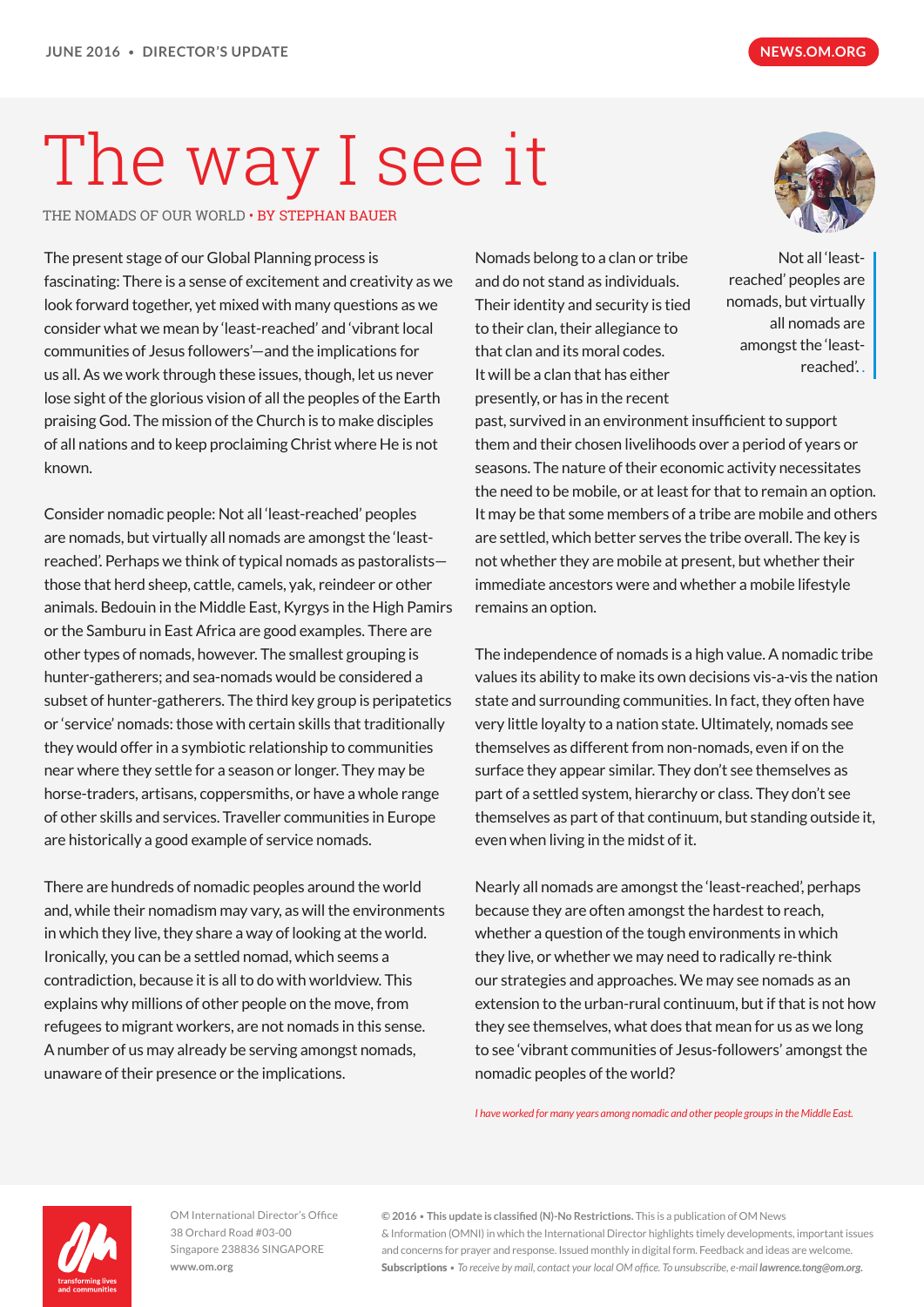# The way I see it

THE NOMADS OF OUR WORLD • BY STEPHAN BAUER

The present stage of our Global Planning process is fascinating: There is a sense of excitement and creativity as we look forward together, yet mixed with many questions as we consider what we mean by 'least-reached' and 'vibrant local communities of Jesus followers'—and the implications for us all. As we work through these issues, though, let us never lose sight of the glorious vision of all the peoples of the Earth praising God. The mission of the Church is to make disciples of all nations and to keep proclaiming Christ where He is not known.

Consider nomadic people: Not all 'least-reached' peoples are nomads, but virtually all nomads are amongst the 'least-reached'. Perhaps we think of typical nomads as pastoralists—those that herd sheep, cattle, camels, yak, reindeer or other animals. Bedouin in the Middle East, Kyrgys in the High Pamirs or the Samburu in East Africa are good examples. There are other types of nomads, however. The smallest grouping is hunter-gatherers; and sea-nomads would be considered a subset of hunter-gatherers. The third key group is peripatetics or 'service' nomads: those with certain skills that traditionally they would offer in a symbiotic relationship to communities near where they settle for a season or longer. They may be horse-traders, artisans, coppersmiths, or have a whole range of other skills and services. Traveller communities in Europe are historically a good example of service nomads.

There are hundreds of nomadic peoples around the world and, while their nomadism may vary, as will the environments in which they live, they share a way of looking at the world. Ironically, you can be a settled nomad, which seems a contradiction, because it is all to do with worldview. This explains why millions of other people on the move, from refugees to migrant workers, are not nomads in this sense. A number of us may already be serving amongst nomads, unaware of their presence or the implications.

Nomads belong to a clan or tribe and do not stand as individuals. Their identity and security is tied to their clan, their allegiance to that clan and its moral codes. It will be a clan that has either presently, or has in the recent past, survived in an environment insufficient to support them and their chosen livelihoods over a period of years or seasons. The nature of their economic activity necessitates the need to be mobile, or at least for that to remain an option. It may be that some members of a tribe are mobile and others are settled, which better serves the tribe overall. The key is not whether they are mobile at present, but whether their immediate ancestors were and whether a mobile lifestyle remains an option.

> Not all 'least-reached' peoples are nomads, but virtually all nomads are amongst the 'least-reached'.

The independence of nomads is a high value. A nomadic tribe values its ability to make its own decisions vis-a-vis the nation state and surrounding communities. In fact, they often have very little loyalty to a nation state. Ultimately, nomads see themselves as different from non-nomads, even if on the surface they appear similar. They don't see themselves as part of a settled system, hierarchy or class. They don't see themselves as part of that continuum, but standing outside it, even when living in the midst of it.

Nearly all nomads are amongst the 'least-reached', perhaps because they are often amongst the hardest to reach, whether a question of the tough environments in which they live, or whether we may need to radically re-think our strategies and approaches. We may see nomads as an extension to the urban-rural continuum, but if that is not how they see themselves, what does that mean for us as we long to see 'vibrant communities of Jesus-followers' amongst the nomadic peoples of the world?

*I have worked for many years among nomadic and other people groups in the Middle East.*

OM International Director's Office
38 Orchard Road #03-00
Singapore 238836 SINGAPORE
**www.om.org**

**© 2016 • This update is classified (N)-No Restrictions.** This is a publication of OM News & Information (OMNI) in which the International Director highlights timely developments, important issues and concerns for prayer and response. Issued monthly in digital form. Feedback and ideas are welcome.
**Subscriptions •** *To receive by mail, contact your local OM office. To unsubscribe, e-mail* ***lawrence.tong@om.org***.